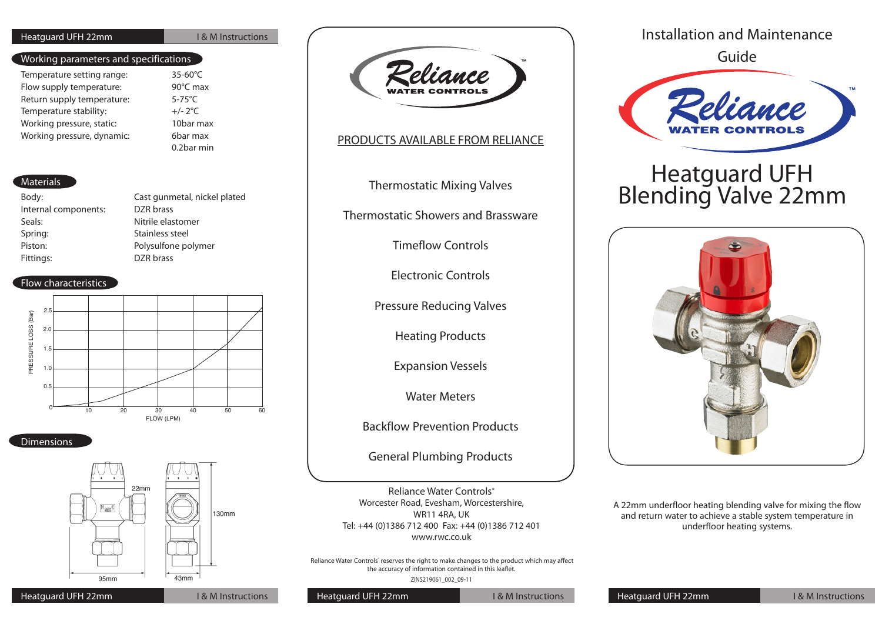## Working parameters and specifications

| | |
|---|---|
| Temperature setting range: | 35-60°C |
| Flow supply temperature: | 90°C max |
| Return supply temperature: | 5-75°C |
| Temperature stability: | +/- 2°C |
| Working pressure, static: | 10bar max |
| Working pressure, dynamic: | 6bar max<br>0.2bar min |

## Materials

| | |
|---|---|
| Body: | Cast gunmetal, nickel plated |
| Internal components: | DZR brass |
| Seals: | Nitrile elastomer |
| Spring: | Stainless steel |
| Piston: | Polysulfone polymer |
| Fittings: | DZR brass |

## Flow characteristics

PRESSURE LOSS (Bar)

FLOW (LPM)

## Dimensions

22mm

130mm

95mm

43mm

---

Reliance WATER CONTROLS™

## PRODUCTS AVAILABLE FROM RELIANCE

Thermostatic Mixing Valves

Thermostatic Showers and Brassware

Timeflow Controls

Electronic Controls

Pressure Reducing Valves

Heating Products

Expansion Vessels

Water Meters

Backflow Prevention Products

General Plumbing Products

Reliance Water Controls®
Worcester Road, Evesham, Worcestershire,
WR11 4RA, UK
Tel: +44 (0)1386 712 400 Fax: +44 (0)1386 712 401
www.rwc.co.uk

Reliance Water Controls® reserves the right to make changes to the product which may affect the accuracy of information contained in this leaflet.

ZINS219061_002_09-11

---

# Installation and Maintenance Guide

Reliance WATER CONTROLS™

# Heatguard UFH Blending Valve 22mm

A 22mm underfloor heating blending valve for mixing the flow and return water to achieve a stable system temperature in underfloor heating systems.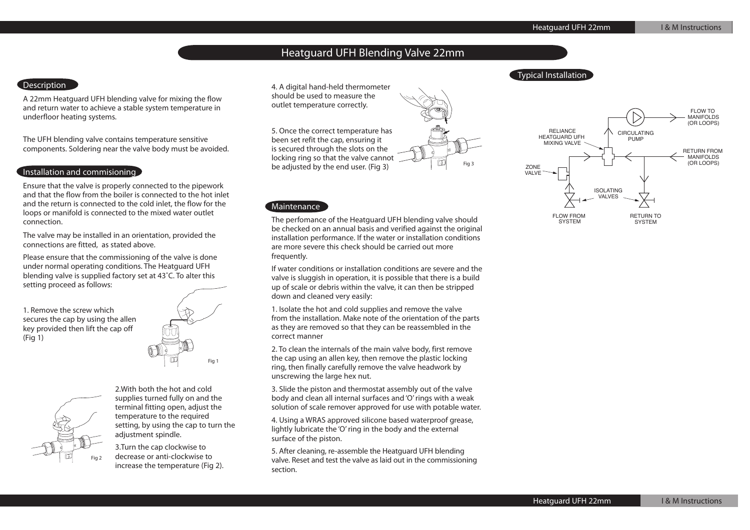# Heatguard UFH Blending Valve 22mm

## Description

A 22mm Heatguard UFH blending valve for mixing the flow and return water to achieve a stable system temperature in underfloor heating systems.

The UFH blending valve contains temperature sensitive components. Soldering near the valve body must be avoided.

## Installation and commisioning

Ensure that the valve is properly connected to the pipework and that the flow from the boiler is connected to the hot inlet and the return is connected to the cold inlet, the flow for the loops or manifold is connected to the mixed water outlet connection.

The valve may be installed in an orientation, provided the connections are fitted, as stated above.

Please ensure that the commissioning of the valve is done under normal operating conditions. The Heatguard UFH blending valve is supplied factory set at 43˚C. To alter this setting proceed as follows:

1. Remove the screw which secures the cap by using the allen key provided then lift the cap off (Fig 1)

Fig 1

2. With both the hot and cold supplies turned fully on and the terminal fitting open, adjust the temperature to the required setting, by using the cap to turn the adjustment spindle.

3. Turn the cap clockwise to decrease or anti-clockwise to increase the temperature (Fig 2).

Fig 2

4. A digital hand-held thermometer should be used to measure the outlet temperature correctly.

5. Once the correct temperature has been set refit the cap, ensuring it is secured through the slots on the locking ring so that the valve cannot be adjusted by the end user. (Fig 3)

Fig 3

## Maintenance

The perfomance of the Heatguard UFH blending valve should be checked on an annual basis and verified against the original installation performance. If the water or installation conditions are more severe this check should be carried out more frequently.

If water conditions or installation conditions are severe and the valve is sluggish in operation, it is possible that there is a build up of scale or debris within the valve, it can then be stripped down and cleaned very easily:

1. Isolate the hot and cold supplies and remove the valve from the installation. Make note of the orientation of the parts as they are removed so that they can be reassembled in the correct manner

2. To clean the internals of the main valve body, first remove the cap using an allen key, then remove the plastic locking ring, then finally carefully remove the valve headwork by unscrewing the large hex nut.

3. Slide the piston and thermostat assembly out of the valve body and clean all internal surfaces and 'O' rings with a weak solution of scale remover approved for use with potable water.

4. Using a WRAS approved silicone based waterproof grease, lightly lubricate the 'O' ring in the body and the external surface of the piston.

5. After cleaning, re-assemble the Heatguard UFH blending valve. Reset and test the valve as laid out in the commissioning section.

## Typical Installation

FLOW TO MANIFOLDS (OR LOOPS)

RELIANCE HEATGUARD UFH MIXING VALVE

CIRCULATING PUMP

RETURN FROM MANIFOLDS (OR LOOPS)

ZONE VALVE

ISOLATING VALVES

FLOW FROM SYSTEM

RETURN TO SYSTEM